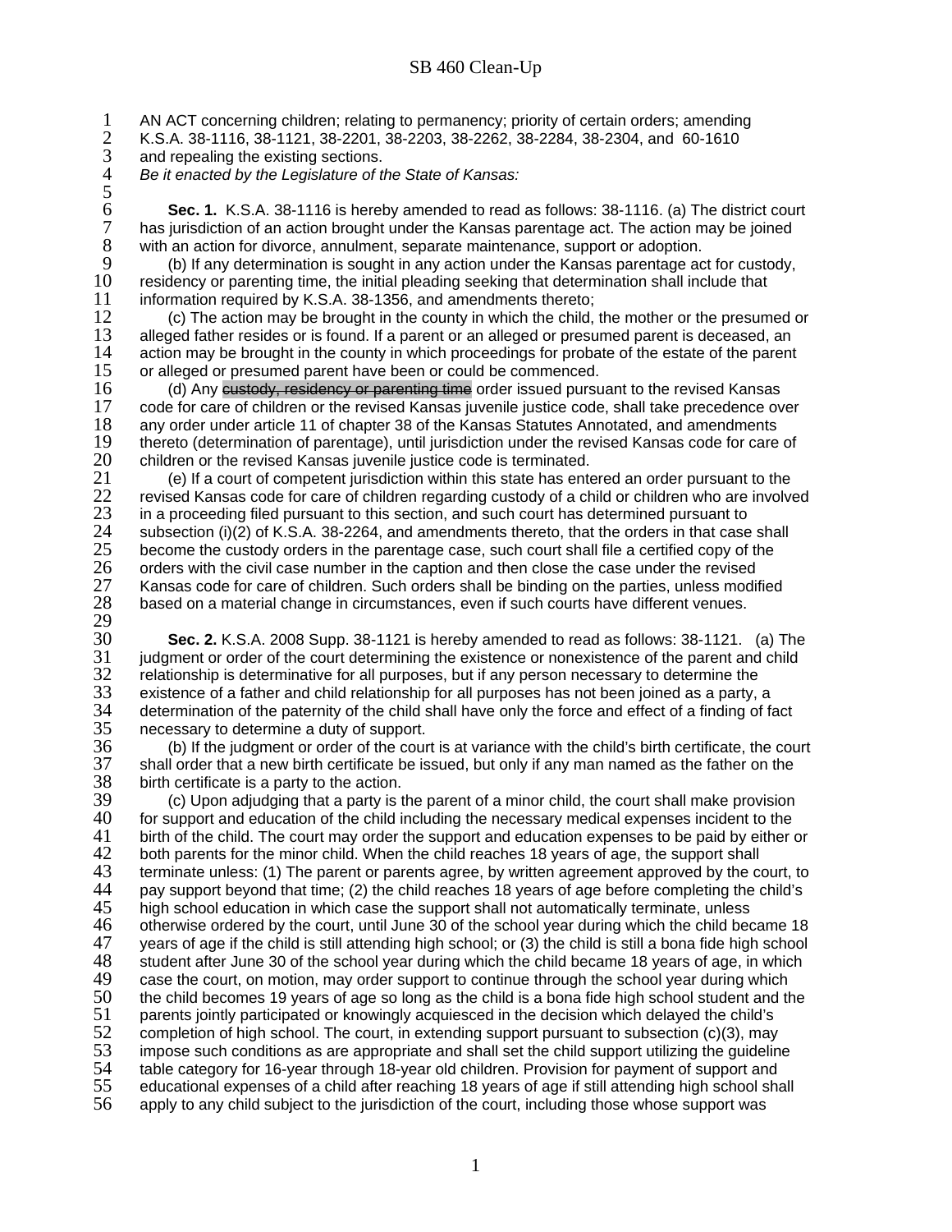# SB 460 Clean-Up

AN ACT concerning children; relating to permanency; priority of certain orders; amending K.S.A. 38-1116, 38-1121, 38-2201, 38-2203, 38-2262, 38-2284, 38-2304, and 60-1610 and repealing the existing sections.

*Be it enacted by the Legislature of the State of Kansas:*

**Sec. 1.** K.S.A. 38-1116 is hereby amended to read as follows: 38-1116. (a) The district court has jurisdiction of an action brought under the Kansas parentage act. The action may be joined with an action for divorce, annulment, separate maintenance, support or adoption.

(b) If any determination is sought in any action under the Kansas parentage act for custody, residency or parenting time, the initial pleading seeking that determination shall include that information required by K.S.A. 38-1356, and amendments thereto;

(c) The action may be brought in the county in which the child, the mother or the presumed or alleged father resides or is found. If a parent or an alleged or presumed parent is deceased, an action may be brought in the county in which proceedings for probate of the estate of the parent or alleged or presumed parent have been or could be commenced.

(d) Any ~~custody, residency or parenting time~~ order issued pursuant to the revised Kansas code for care of children or the revised Kansas juvenile justice code, shall take precedence over any order under article 11 of chapter 38 of the Kansas Statutes Annotated, and amendments thereto (determination of parentage), until jurisdiction under the revised Kansas code for care of children or the revised Kansas juvenile justice code is terminated.

(e) If a court of competent jurisdiction within this state has entered an order pursuant to the revised Kansas code for care of children regarding custody of a child or children who are involved in a proceeding filed pursuant to this section, and such court has determined pursuant to subsection (i)(2) of K.S.A. 38-2264, and amendments thereto, that the orders in that case shall become the custody orders in the parentage case, such court shall file a certified copy of the orders with the civil case number in the caption and then close the case under the revised Kansas code for care of children. Such orders shall be binding on the parties, unless modified based on a material change in circumstances, even if such courts have different venues.

**Sec. 2.** K.S.A. 2008 Supp. 38-1121 is hereby amended to read as follows: 38-1121. (a) The judgment or order of the court determining the existence or nonexistence of the parent and child relationship is determinative for all purposes, but if any person necessary to determine the existence of a father and child relationship for all purposes has not been joined as a party, a determination of the paternity of the child shall have only the force and effect of a finding of fact necessary to determine a duty of support.

(b) If the judgment or order of the court is at variance with the child's birth certificate, the court shall order that a new birth certificate be issued, but only if any man named as the father on the birth certificate is a party to the action.

(c) Upon adjudging that a party is the parent of a minor child, the court shall make provision for support and education of the child including the necessary medical expenses incident to the birth of the child. The court may order the support and education expenses to be paid by either or both parents for the minor child. When the child reaches 18 years of age, the support shall terminate unless: (1) The parent or parents agree, by written agreement approved by the court, to pay support beyond that time; (2) the child reaches 18 years of age before completing the child's high school education in which case the support shall not automatically terminate, unless otherwise ordered by the court, until June 30 of the school year during which the child became 18 years of age if the child is still attending high school; or (3) the child is still a bona fide high school student after June 30 of the school year during which the child became 18 years of age, in which case the court, on motion, may order support to continue through the school year during which the child becomes 19 years of age so long as the child is a bona fide high school student and the parents jointly participated or knowingly acquiesced in the decision which delayed the child's completion of high school. The court, in extending support pursuant to subsection (c)(3), may impose such conditions as are appropriate and shall set the child support utilizing the guideline table category for 16-year through 18-year old children. Provision for payment of support and educational expenses of a child after reaching 18 years of age if still attending high school shall apply to any child subject to the jurisdiction of the court, including those whose support was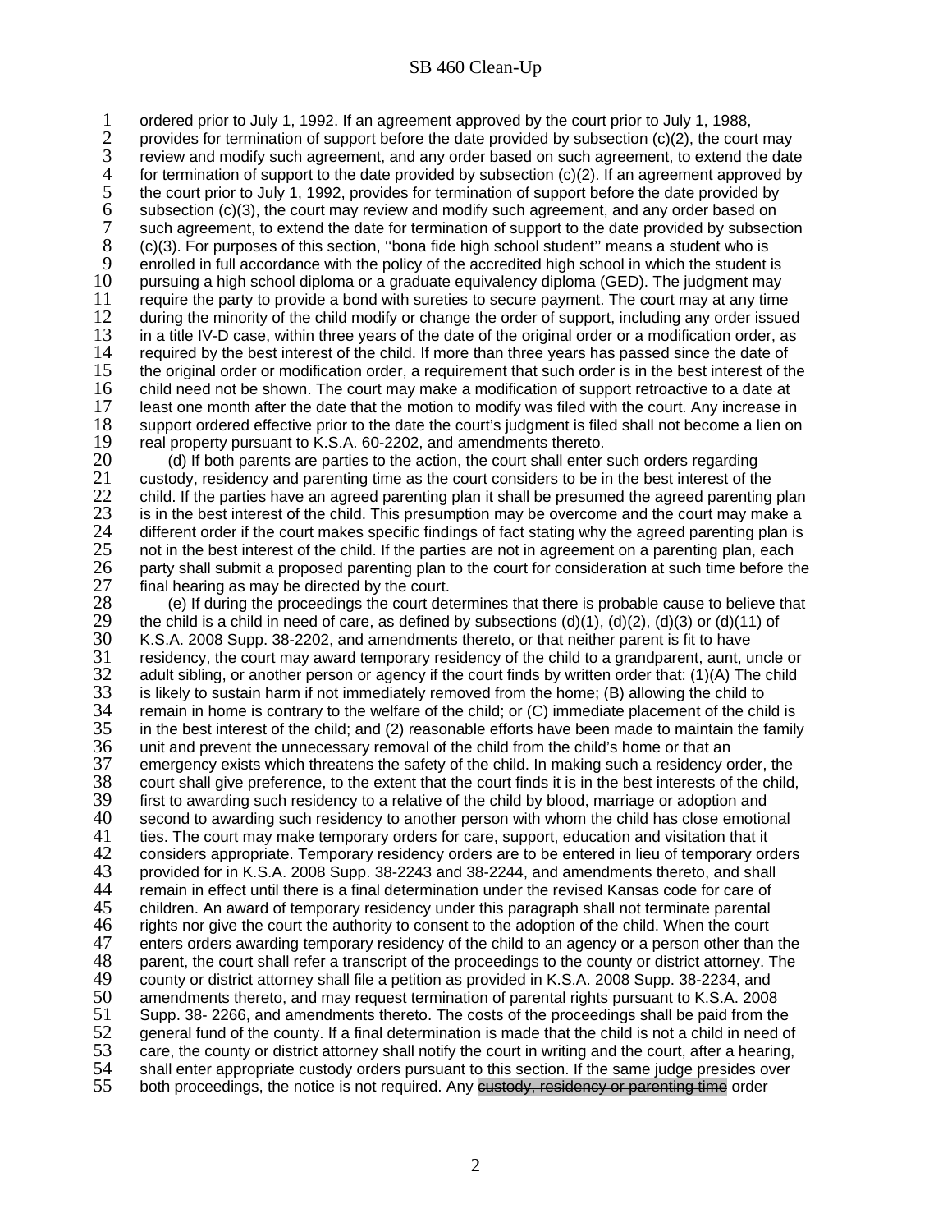ordered prior to July 1, 1992. If an agreement approved by the court prior to July 1, 1988, provides for termination of support before the date provided by subsection (c)(2), the court may review and modify such agreement, and any order based on such agreement, to extend the date for termination of support to the date provided by subsection (c)(2). If an agreement approved by the court prior to July 1, 1992, provides for termination of support before the date provided by subsection (c)(3), the court may review and modify such agreement, and any order based on such agreement, to extend the date for termination of support to the date provided by subsection (c)(3). For purposes of this section, ''bona fide high school student'' means a student who is enrolled in full accordance with the policy of the accredited high school in which the student is pursuing a high school diploma or a graduate equivalency diploma (GED). The judgment may require the party to provide a bond with sureties to secure payment. The court may at any time during the minority of the child modify or change the order of support, including any order issued in a title IV-D case, within three years of the date of the original order or a modification order, as required by the best interest of the child. If more than three years has passed since the date of the original order or modification order, a requirement that such order is in the best interest of the child need not be shown. The court may make a modification of support retroactive to a date at least one month after the date that the motion to modify was filed with the court. Any increase in support ordered effective prior to the date the court's judgment is filed shall not become a lien on real property pursuant to K.S.A. 60-2202, and amendments thereto.

(d) If both parents are parties to the action, the court shall enter such orders regarding custody, residency and parenting time as the court considers to be in the best interest of the child. If the parties have an agreed parenting plan it shall be presumed the agreed parenting plan is in the best interest of the child. This presumption may be overcome and the court may make a different order if the court makes specific findings of fact stating why the agreed parenting plan is not in the best interest of the child. If the parties are not in agreement on a parenting plan, each party shall submit a proposed parenting plan to the court for consideration at such time before the final hearing as may be directed by the court.

(e) If during the proceedings the court determines that there is probable cause to believe that the child is a child in need of care, as defined by subsections (d)(1), (d)(2), (d)(3) or (d)(11) of K.S.A. 2008 Supp. 38-2202, and amendments thereto, or that neither parent is fit to have residency, the court may award temporary residency of the child to a grandparent, aunt, uncle or adult sibling, or another person or agency if the court finds by written order that: (1)(A) The child is likely to sustain harm if not immediately removed from the home; (B) allowing the child to remain in home is contrary to the welfare of the child; or (C) immediate placement of the child is in the best interest of the child; and (2) reasonable efforts have been made to maintain the family unit and prevent the unnecessary removal of the child from the child's home or that an emergency exists which threatens the safety of the child. In making such a residency order, the court shall give preference, to the extent that the court finds it is in the best interests of the child, first to awarding such residency to a relative of the child by blood, marriage or adoption and second to awarding such residency to another person with whom the child has close emotional ties. The court may make temporary orders for care, support, education and visitation that it considers appropriate. Temporary residency orders are to be entered in lieu of temporary orders provided for in K.S.A. 2008 Supp. 38-2243 and 38-2244, and amendments thereto, and shall remain in effect until there is a final determination under the revised Kansas code for care of children. An award of temporary residency under this paragraph shall not terminate parental rights nor give the court the authority to consent to the adoption of the child. When the court enters orders awarding temporary residency of the child to an agency or a person other than the parent, the court shall refer a transcript of the proceedings to the county or district attorney. The county or district attorney shall file a petition as provided in K.S.A. 2008 Supp. 38-2234, and amendments thereto, and may request termination of parental rights pursuant to K.S.A. 2008 Supp. 38- 2266, and amendments thereto. The costs of the proceedings shall be paid from the general fund of the county. If a final determination is made that the child is not a child in need of care, the county or district attorney shall notify the court in writing and the court, after a hearing, shall enter appropriate custody orders pursuant to this section. If the same judge presides over both proceedings, the notice is not required. Any ~~custody, residency or parenting time~~ order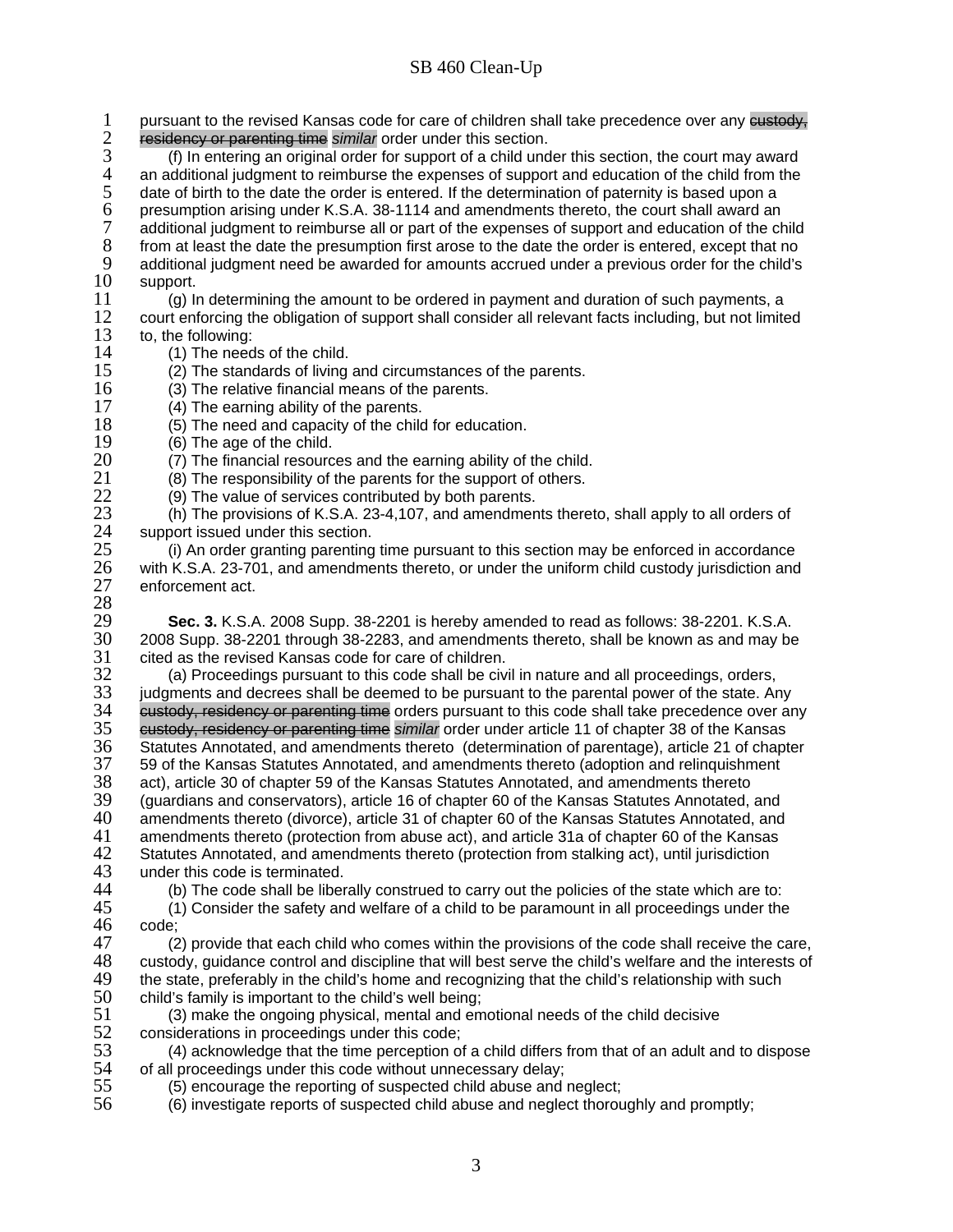pursuant to the revised Kansas code for care of children shall take precedence over any ~~custody, residency or parenting time~~ *similar* order under this section.

(f) In entering an original order for support of a child under this section, the court may award an additional judgment to reimburse the expenses of support and education of the child from the date of birth to the date the order is entered. If the determination of paternity is based upon a presumption arising under K.S.A. 38-1114 and amendments thereto, the court shall award an additional judgment to reimburse all or part of the expenses of support and education of the child from at least the date the presumption first arose to the date the order is entered, except that no additional judgment need be awarded for amounts accrued under a previous order for the child's support.

(g) In determining the amount to be ordered in payment and duration of such payments, a court enforcing the obligation of support shall consider all relevant facts including, but not limited to, the following:

(1) The needs of the child.

(2) The standards of living and circumstances of the parents.

(3) The relative financial means of the parents.

(4) The earning ability of the parents.

(5) The need and capacity of the child for education.

(6) The age of the child.

(7) The financial resources and the earning ability of the child.

(8) The responsibility of the parents for the support of others.

(9) The value of services contributed by both parents.

(h) The provisions of K.S.A. 23-4,107, and amendments thereto, shall apply to all orders of support issued under this section.

(i) An order granting parenting time pursuant to this section may be enforced in accordance with K.S.A. 23-701, and amendments thereto, or under the uniform child custody jurisdiction and enforcement act.

**Sec. 3.** K.S.A. 2008 Supp. 38-2201 is hereby amended to read as follows: 38-2201. K.S.A. 2008 Supp. 38-2201 through 38-2283, and amendments thereto, shall be known as and may be cited as the revised Kansas code for care of children.

(a) Proceedings pursuant to this code shall be civil in nature and all proceedings, orders, judgments and decrees shall be deemed to be pursuant to the parental power of the state. Any ~~custody, residency or parenting time~~ orders pursuant to this code shall take precedence over any ~~custody, residency or parenting time~~ *similar* order under article 11 of chapter 38 of the Kansas Statutes Annotated, and amendments thereto (determination of parentage), article 21 of chapter 59 of the Kansas Statutes Annotated, and amendments thereto (adoption and relinquishment act), article 30 of chapter 59 of the Kansas Statutes Annotated, and amendments thereto (guardians and conservators), article 16 of chapter 60 of the Kansas Statutes Annotated, and amendments thereto (divorce), article 31 of chapter 60 of the Kansas Statutes Annotated, and amendments thereto (protection from abuse act), and article 31a of chapter 60 of the Kansas Statutes Annotated, and amendments thereto (protection from stalking act), until jurisdiction under this code is terminated.

(b) The code shall be liberally construed to carry out the policies of the state which are to:

(1) Consider the safety and welfare of a child to be paramount in all proceedings under the code;

(2) provide that each child who comes within the provisions of the code shall receive the care, custody, guidance control and discipline that will best serve the child's welfare and the interests of the state, preferably in the child's home and recognizing that the child's relationship with such child's family is important to the child's well being;

(3) make the ongoing physical, mental and emotional needs of the child decisive considerations in proceedings under this code;

(4) acknowledge that the time perception of a child differs from that of an adult and to dispose of all proceedings under this code without unnecessary delay;

(5) encourage the reporting of suspected child abuse and neglect;

(6) investigate reports of suspected child abuse and neglect thoroughly and promptly;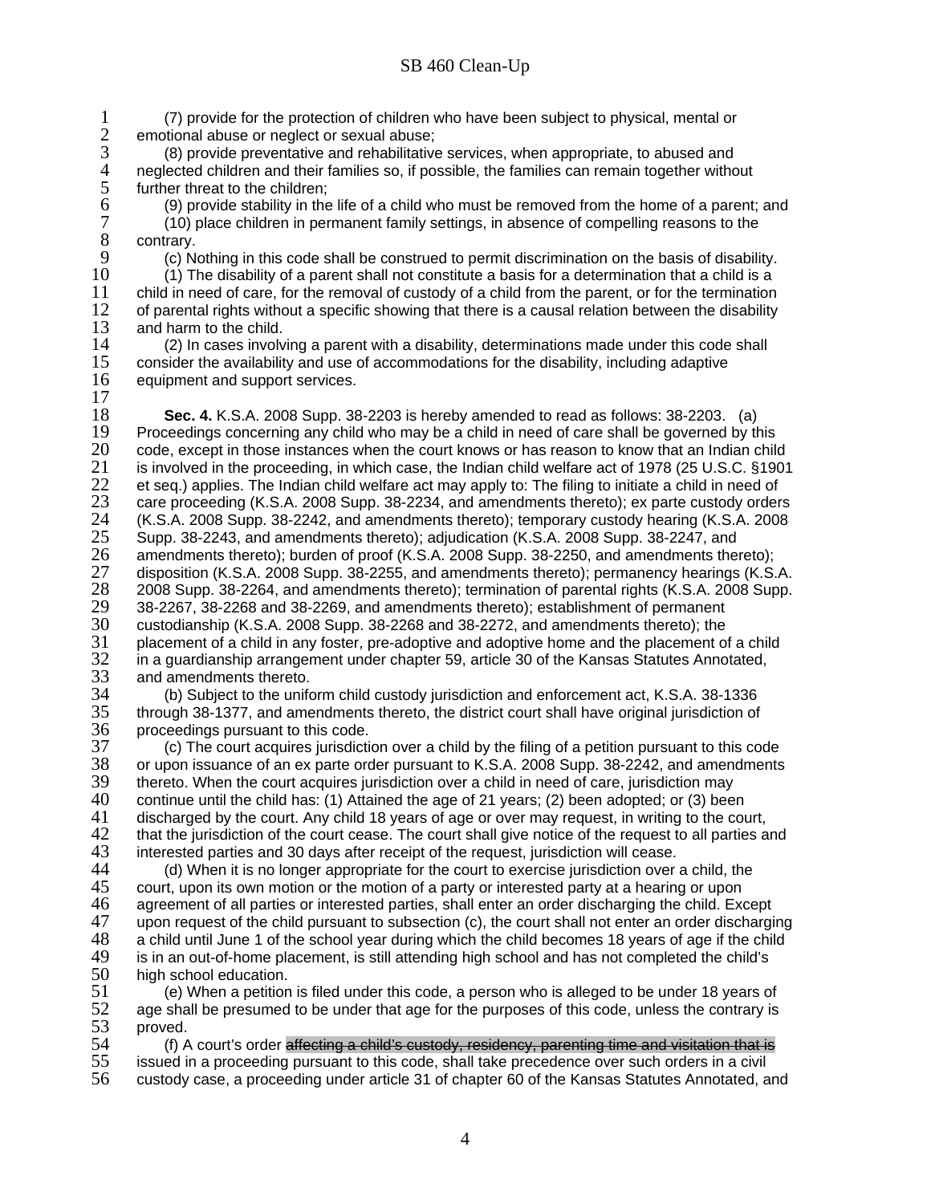(7) provide for the protection of children who have been subject to physical, mental or emotional abuse or neglect or sexual abuse;

(8) provide preventative and rehabilitative services, when appropriate, to abused and neglected children and their families so, if possible, the families can remain together without further threat to the children;

(9) provide stability in the life of a child who must be removed from the home of a parent; and

(10) place children in permanent family settings, in absence of compelling reasons to the contrary.

(c) Nothing in this code shall be construed to permit discrimination on the basis of disability.

(1) The disability of a parent shall not constitute a basis for a determination that a child is a child in need of care, for the removal of custody of a child from the parent, or for the termination of parental rights without a specific showing that there is a causal relation between the disability and harm to the child.

(2) In cases involving a parent with a disability, determinations made under this code shall consider the availability and use of accommodations for the disability, including adaptive equipment and support services.

**Sec. 4.** K.S.A. 2008 Supp. 38-2203 is hereby amended to read as follows: 38-2203. (a) Proceedings concerning any child who may be a child in need of care shall be governed by this code, except in those instances when the court knows or has reason to know that an Indian child is involved in the proceeding, in which case, the Indian child welfare act of 1978 (25 U.S.C. §1901 et seq.) applies. The Indian child welfare act may apply to: The filing to initiate a child in need of care proceeding (K.S.A. 2008 Supp. 38-2234, and amendments thereto); ex parte custody orders (K.S.A. 2008 Supp. 38-2242, and amendments thereto); temporary custody hearing (K.S.A. 2008 Supp. 38-2243, and amendments thereto); adjudication (K.S.A. 2008 Supp. 38-2247, and amendments thereto); burden of proof (K.S.A. 2008 Supp. 38-2250, and amendments thereto); disposition (K.S.A. 2008 Supp. 38-2255, and amendments thereto); permanency hearings (K.S.A. 2008 Supp. 38-2264, and amendments thereto); termination of parental rights (K.S.A. 2008 Supp. 38-2267, 38-2268 and 38-2269, and amendments thereto); establishment of permanent custodianship (K.S.A. 2008 Supp. 38-2268 and 38-2272, and amendments thereto); the placement of a child in any foster, pre-adoptive and adoptive home and the placement of a child in a guardianship arrangement under chapter 59, article 30 of the Kansas Statutes Annotated, and amendments thereto.

(b) Subject to the uniform child custody jurisdiction and enforcement act, K.S.A. 38-1336 through 38-1377, and amendments thereto, the district court shall have original jurisdiction of proceedings pursuant to this code.

(c) The court acquires jurisdiction over a child by the filing of a petition pursuant to this code or upon issuance of an ex parte order pursuant to K.S.A. 2008 Supp. 38-2242, and amendments thereto. When the court acquires jurisdiction over a child in need of care, jurisdiction may continue until the child has: (1) Attained the age of 21 years; (2) been adopted; or (3) been discharged by the court. Any child 18 years of age or over may request, in writing to the court, that the jurisdiction of the court cease. The court shall give notice of the request to all parties and interested parties and 30 days after receipt of the request, jurisdiction will cease.

(d) When it is no longer appropriate for the court to exercise jurisdiction over a child, the court, upon its own motion or the motion of a party or interested party at a hearing or upon agreement of all parties or interested parties, shall enter an order discharging the child. Except upon request of the child pursuant to subsection (c), the court shall not enter an order discharging a child until June 1 of the school year during which the child becomes 18 years of age if the child is in an out-of-home placement, is still attending high school and has not completed the child's high school education.

(e) When a petition is filed under this code, a person who is alleged to be under 18 years of age shall be presumed to be under that age for the purposes of this code, unless the contrary is proved.

(f) A court's order ~~affecting a child's custody, residency, parenting time and visitation that is~~ issued in a proceeding pursuant to this code, shall take precedence over such orders in a civil custody case, a proceeding under article 31 of chapter 60 of the Kansas Statutes Annotated, and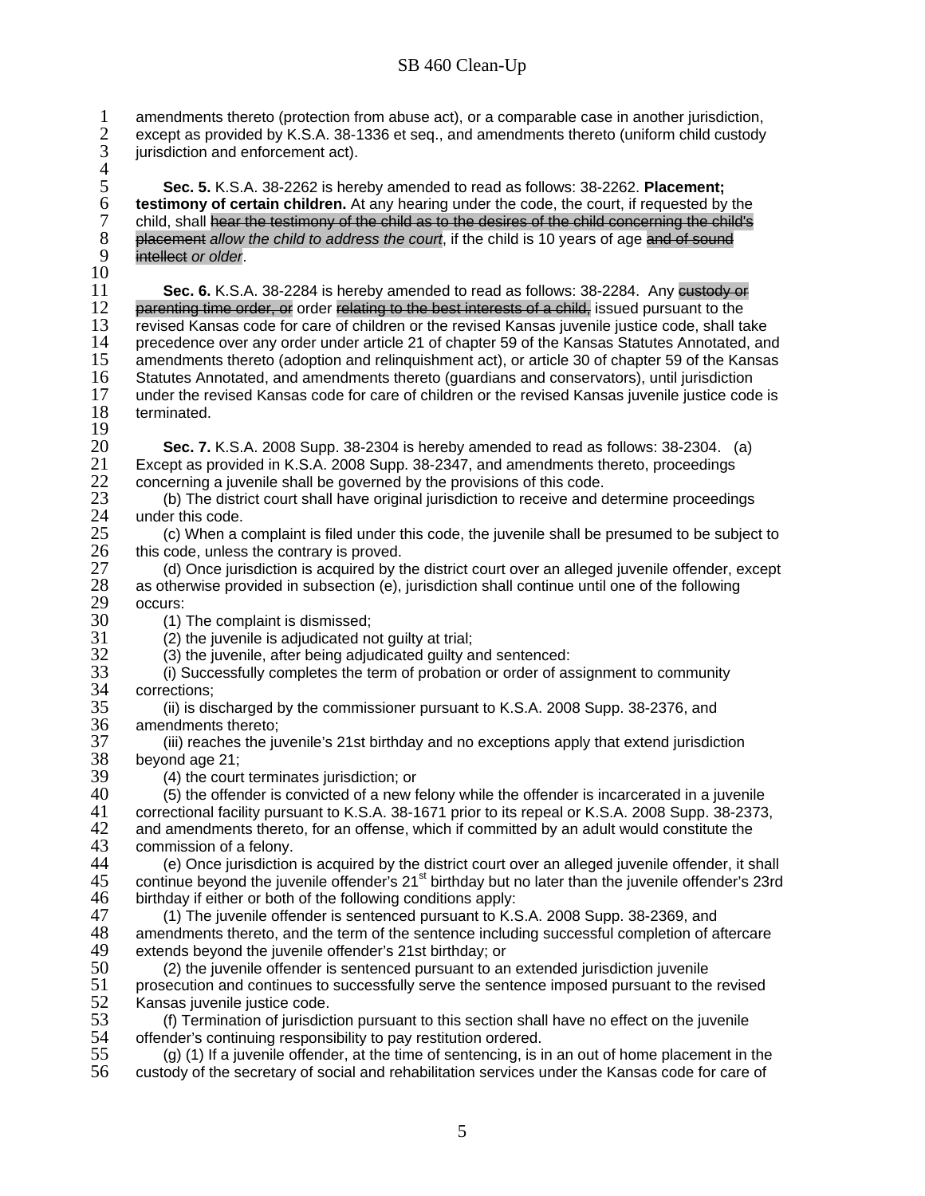amendments thereto (protection from abuse act), or a comparable case in another jurisdiction, except as provided by K.S.A. 38-1336 et seq., and amendments thereto (uniform child custody jurisdiction and enforcement act).

**Sec. 5.** K.S.A. 38-2262 is hereby amended to read as follows: 38-2262. **Placement; testimony of certain children.** At any hearing under the code, the court, if requested by the child, shall ~~hear the testimony of the child as to the desires of the child concerning the child's placement~~ *allow the child to address the court*, if the child is 10 years of age ~~and of sound intellect~~ *or older*.

**Sec. 6.** K.S.A. 38-2284 is hereby amended to read as follows: 38-2284. Any ~~custody or parenting time order, or~~ order ~~relating to the best interests of a child,~~ issued pursuant to the revised Kansas code for care of children or the revised Kansas juvenile justice code, shall take precedence over any order under article 21 of chapter 59 of the Kansas Statutes Annotated, and amendments thereto (adoption and relinquishment act), or article 30 of chapter 59 of the Kansas Statutes Annotated, and amendments thereto (guardians and conservators), until jurisdiction under the revised Kansas code for care of children or the revised Kansas juvenile justice code is terminated.

**Sec. 7.** K.S.A. 2008 Supp. 38-2304 is hereby amended to read as follows: 38-2304. (a) Except as provided in K.S.A. 2008 Supp. 38-2347, and amendments thereto, proceedings concerning a juvenile shall be governed by the provisions of this code.

(b) The district court shall have original jurisdiction to receive and determine proceedings under this code.

(c) When a complaint is filed under this code, the juvenile shall be presumed to be subject to this code, unless the contrary is proved.

(d) Once jurisdiction is acquired by the district court over an alleged juvenile offender, except as otherwise provided in subsection (e), jurisdiction shall continue until one of the following occurs:

(1) The complaint is dismissed;

(2) the juvenile is adjudicated not guilty at trial;

(3) the juvenile, after being adjudicated guilty and sentenced:

(i) Successfully completes the term of probation or order of assignment to community corrections;

(ii) is discharged by the commissioner pursuant to K.S.A. 2008 Supp. 38-2376, and amendments thereto;

(iii) reaches the juvenile's 21st birthday and no exceptions apply that extend jurisdiction beyond age 21;

(4) the court terminates jurisdiction; or

(5) the offender is convicted of a new felony while the offender is incarcerated in a juvenile correctional facility pursuant to K.S.A. 38-1671 prior to its repeal or K.S.A. 2008 Supp. 38-2373, and amendments thereto, for an offense, which if committed by an adult would constitute the commission of a felony.

(e) Once jurisdiction is acquired by the district court over an alleged juvenile offender, it shall continue beyond the juvenile offender's 21st birthday but no later than the juvenile offender's 23rd birthday if either or both of the following conditions apply:

(1) The juvenile offender is sentenced pursuant to K.S.A. 2008 Supp. 38-2369, and amendments thereto, and the term of the sentence including successful completion of aftercare extends beyond the juvenile offender's 21st birthday; or

(2) the juvenile offender is sentenced pursuant to an extended jurisdiction juvenile prosecution and continues to successfully serve the sentence imposed pursuant to the revised Kansas juvenile justice code.

(f) Termination of jurisdiction pursuant to this section shall have no effect on the juvenile offender's continuing responsibility to pay restitution ordered.

(g) (1) If a juvenile offender, at the time of sentencing, is in an out of home placement in the custody of the secretary of social and rehabilitation services under the Kansas code for care of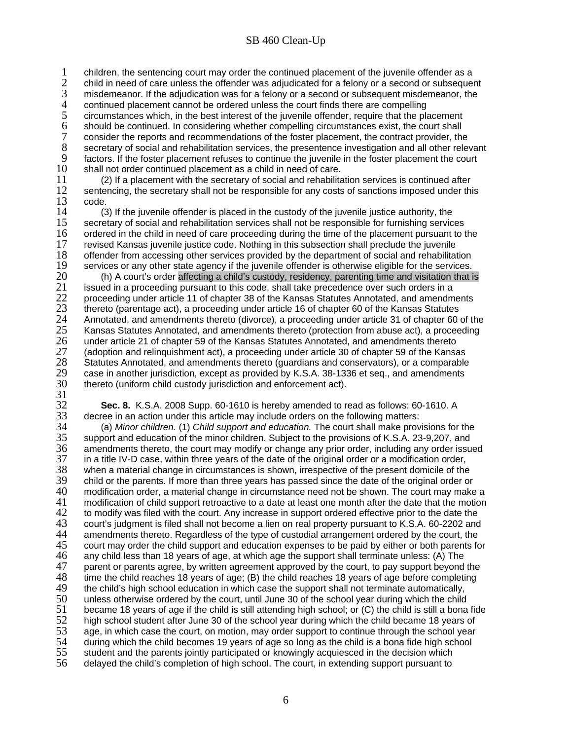children, the sentencing court may order the continued placement of the juvenile offender as a child in need of care unless the offender was adjudicated for a felony or a second or subsequent misdemeanor. If the adjudication was for a felony or a second or subsequent misdemeanor, the continued placement cannot be ordered unless the court finds there are compelling circumstances which, in the best interest of the juvenile offender, require that the placement should be continued. In considering whether compelling circumstances exist, the court shall consider the reports and recommendations of the foster placement, the contract provider, the secretary of social and rehabilitation services, the presentence investigation and all other relevant factors. If the foster placement refuses to continue the juvenile in the foster placement the court shall not order continued placement as a child in need of care.

(2) If a placement with the secretary of social and rehabilitation services is continued after sentencing, the secretary shall not be responsible for any costs of sanctions imposed under this code.

(3) If the juvenile offender is placed in the custody of the juvenile justice authority, the secretary of social and rehabilitation services shall not be responsible for furnishing services ordered in the child in need of care proceeding during the time of the placement pursuant to the revised Kansas juvenile justice code. Nothing in this subsection shall preclude the juvenile offender from accessing other services provided by the department of social and rehabilitation services or any other state agency if the juvenile offender is otherwise eligible for the services.

(h) A court's order ~~affecting a child's custody, residency, parenting time and visitation that is~~ issued in a proceeding pursuant to this code, shall take precedence over such orders in a proceeding under article 11 of chapter 38 of the Kansas Statutes Annotated, and amendments thereto (parentage act), a proceeding under article 16 of chapter 60 of the Kansas Statutes Annotated, and amendments thereto (divorce), a proceeding under article 31 of chapter 60 of the Kansas Statutes Annotated, and amendments thereto (protection from abuse act), a proceeding under article 21 of chapter 59 of the Kansas Statutes Annotated, and amendments thereto (adoption and relinquishment act), a proceeding under article 30 of chapter 59 of the Kansas Statutes Annotated, and amendments thereto (guardians and conservators), or a comparable case in another jurisdiction, except as provided by K.S.A. 38-1336 et seq., and amendments thereto (uniform child custody jurisdiction and enforcement act).

**Sec. 8.** K.S.A. 2008 Supp. 60-1610 is hereby amended to read as follows: 60-1610. A decree in an action under this article may include orders on the following matters:

(a) *Minor children.* (1) *Child support and education.* The court shall make provisions for the support and education of the minor children. Subject to the provisions of K.S.A. 23-9,207, and amendments thereto, the court may modify or change any prior order, including any order issued in a title IV-D case, within three years of the date of the original order or a modification order, when a material change in circumstances is shown, irrespective of the present domicile of the child or the parents. If more than three years has passed since the date of the original order or modification order, a material change in circumstance need not be shown. The court may make a modification of child support retroactive to a date at least one month after the date that the motion to modify was filed with the court. Any increase in support ordered effective prior to the date the court's judgment is filed shall not become a lien on real property pursuant to K.S.A. 60-2202 and amendments thereto. Regardless of the type of custodial arrangement ordered by the court, the court may order the child support and education expenses to be paid by either or both parents for any child less than 18 years of age, at which age the support shall terminate unless: (A) The parent or parents agree, by written agreement approved by the court, to pay support beyond the time the child reaches 18 years of age; (B) the child reaches 18 years of age before completing the child's high school education in which case the support shall not terminate automatically, unless otherwise ordered by the court, until June 30 of the school year during which the child became 18 years of age if the child is still attending high school; or (C) the child is still a bona fide high school student after June 30 of the school year during which the child became 18 years of age, in which case the court, on motion, may order support to continue through the school year during which the child becomes 19 years of age so long as the child is a bona fide high school student and the parents jointly participated or knowingly acquiesced in the decision which delayed the child's completion of high school. The court, in extending support pursuant to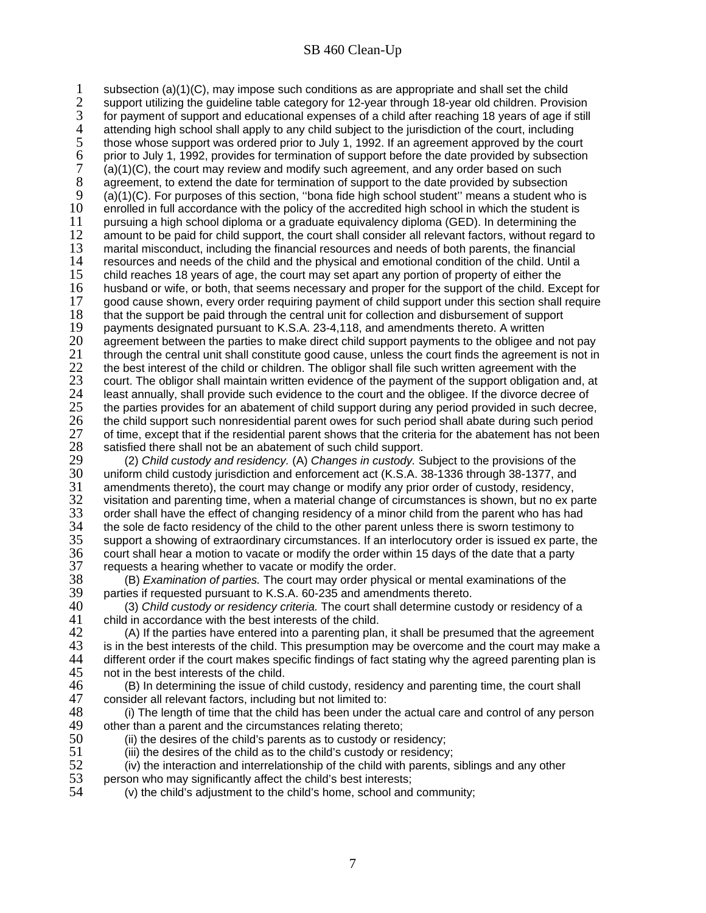subsection (a)(1)(C), may impose such conditions as are appropriate and shall set the child support utilizing the guideline table category for 12-year through 18-year old children. Provision for payment of support and educational expenses of a child after reaching 18 years of age if still attending high school shall apply to any child subject to the jurisdiction of the court, including those whose support was ordered prior to July 1, 1992. If an agreement approved by the court prior to July 1, 1992, provides for termination of support before the date provided by subsection (a)(1)(C), the court may review and modify such agreement, and any order based on such agreement, to extend the date for termination of support to the date provided by subsection (a)(1)(C). For purposes of this section, ''bona fide high school student'' means a student who is enrolled in full accordance with the policy of the accredited high school in which the student is pursuing a high school diploma or a graduate equivalency diploma (GED). In determining the amount to be paid for child support, the court shall consider all relevant factors, without regard to marital misconduct, including the financial resources and needs of both parents, the financial resources and needs of the child and the physical and emotional condition of the child. Until a child reaches 18 years of age, the court may set apart any portion of property of either the husband or wife, or both, that seems necessary and proper for the support of the child. Except for good cause shown, every order requiring payment of child support under this section shall require that the support be paid through the central unit for collection and disbursement of support payments designated pursuant to K.S.A. 23-4,118, and amendments thereto. A written agreement between the parties to make direct child support payments to the obligee and not pay through the central unit shall constitute good cause, unless the court finds the agreement is not in the best interest of the child or children. The obligor shall file such written agreement with the court. The obligor shall maintain written evidence of the payment of the support obligation and, at least annually, shall provide such evidence to the court and the obligee. If the divorce decree of the parties provides for an abatement of child support during any period provided in such decree, the child support such nonresidential parent owes for such period shall abate during such period of time, except that if the residential parent shows that the criteria for the abatement has not been satisfied there shall not be an abatement of such child support.

(2) *Child custody and residency.* (A) *Changes in custody.* Subject to the provisions of the uniform child custody jurisdiction and enforcement act (K.S.A. 38-1336 through 38-1377, and amendments thereto), the court may change or modify any prior order of custody, residency, visitation and parenting time, when a material change of circumstances is shown, but no ex parte order shall have the effect of changing residency of a minor child from the parent who has had the sole de facto residency of the child to the other parent unless there is sworn testimony to support a showing of extraordinary circumstances. If an interlocutory order is issued ex parte, the court shall hear a motion to vacate or modify the order within 15 days of the date that a party requests a hearing whether to vacate or modify the order.

(B) *Examination of parties.* The court may order physical or mental examinations of the parties if requested pursuant to K.S.A. 60-235 and amendments thereto.

(3) *Child custody or residency criteria.* The court shall determine custody or residency of a child in accordance with the best interests of the child.

(A) If the parties have entered into a parenting plan, it shall be presumed that the agreement is in the best interests of the child. This presumption may be overcome and the court may make a different order if the court makes specific findings of fact stating why the agreed parenting plan is not in the best interests of the child.

(B) In determining the issue of child custody, residency and parenting time, the court shall consider all relevant factors, including but not limited to:

(i) The length of time that the child has been under the actual care and control of any person other than a parent and the circumstances relating thereto;

(ii) the desires of the child's parents as to custody or residency;

(iii) the desires of the child as to the child's custody or residency;

(iv) the interaction and interrelationship of the child with parents, siblings and any other person who may significantly affect the child's best interests;

(v) the child's adjustment to the child's home, school and community;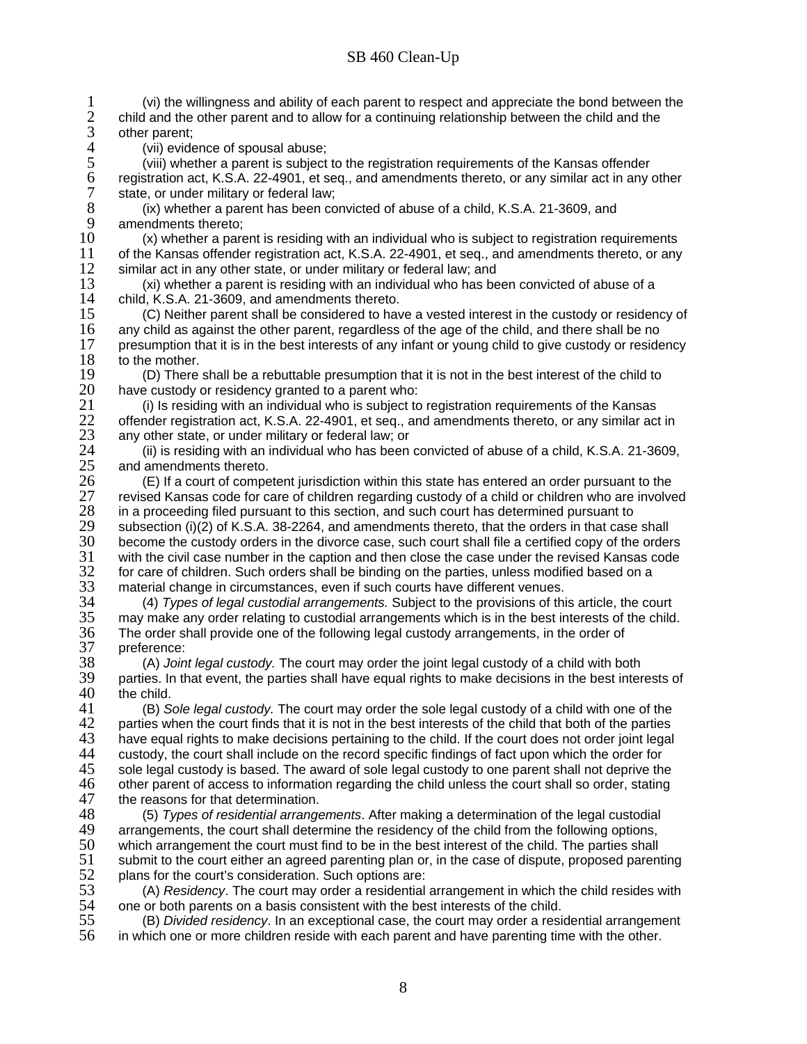(vi) the willingness and ability of each parent to respect and appreciate the bond between the child and the other parent and to allow for a continuing relationship between the child and the other parent;

(vii) evidence of spousal abuse;

(viii) whether a parent is subject to the registration requirements of the Kansas offender registration act, K.S.A. 22-4901, et seq., and amendments thereto, or any similar act in any other state, or under military or federal law;

(ix) whether a parent has been convicted of abuse of a child, K.S.A. 21-3609, and amendments thereto;

(x) whether a parent is residing with an individual who is subject to registration requirements of the Kansas offender registration act, K.S.A. 22-4901, et seq., and amendments thereto, or any similar act in any other state, or under military or federal law; and

(xi) whether a parent is residing with an individual who has been convicted of abuse of a child, K.S.A. 21-3609, and amendments thereto.

(C) Neither parent shall be considered to have a vested interest in the custody or residency of any child as against the other parent, regardless of the age of the child, and there shall be no presumption that it is in the best interests of any infant or young child to give custody or residency to the mother.

(D) There shall be a rebuttable presumption that it is not in the best interest of the child to have custody or residency granted to a parent who:

(i) Is residing with an individual who is subject to registration requirements of the Kansas offender registration act, K.S.A. 22-4901, et seq., and amendments thereto, or any similar act in any other state, or under military or federal law; or

(ii) is residing with an individual who has been convicted of abuse of a child, K.S.A. 21-3609, and amendments thereto.

(E) If a court of competent jurisdiction within this state has entered an order pursuant to the revised Kansas code for care of children regarding custody of a child or children who are involved in a proceeding filed pursuant to this section, and such court has determined pursuant to subsection (i)(2) of K.S.A. 38-2264, and amendments thereto, that the orders in that case shall become the custody orders in the divorce case, such court shall file a certified copy of the orders with the civil case number in the caption and then close the case under the revised Kansas code for care of children. Such orders shall be binding on the parties, unless modified based on a material change in circumstances, even if such courts have different venues.

(4) *Types of legal custodial arrangements.* Subject to the provisions of this article, the court may make any order relating to custodial arrangements which is in the best interests of the child. The order shall provide one of the following legal custody arrangements, in the order of preference:

(A) *Joint legal custody.* The court may order the joint legal custody of a child with both parties. In that event, the parties shall have equal rights to make decisions in the best interests of the child.

(B) *Sole legal custody.* The court may order the sole legal custody of a child with one of the parties when the court finds that it is not in the best interests of the child that both of the parties have equal rights to make decisions pertaining to the child. If the court does not order joint legal custody, the court shall include on the record specific findings of fact upon which the order for sole legal custody is based. The award of sole legal custody to one parent shall not deprive the other parent of access to information regarding the child unless the court shall so order, stating the reasons for that determination.

(5) *Types of residential arrangements*. After making a determination of the legal custodial arrangements, the court shall determine the residency of the child from the following options, which arrangement the court must find to be in the best interest of the child. The parties shall submit to the court either an agreed parenting plan or, in the case of dispute, proposed parenting plans for the court's consideration. Such options are:

(A) *Residency*. The court may order a residential arrangement in which the child resides with one or both parents on a basis consistent with the best interests of the child.

(B) *Divided residency*. In an exceptional case, the court may order a residential arrangement in which one or more children reside with each parent and have parenting time with the other.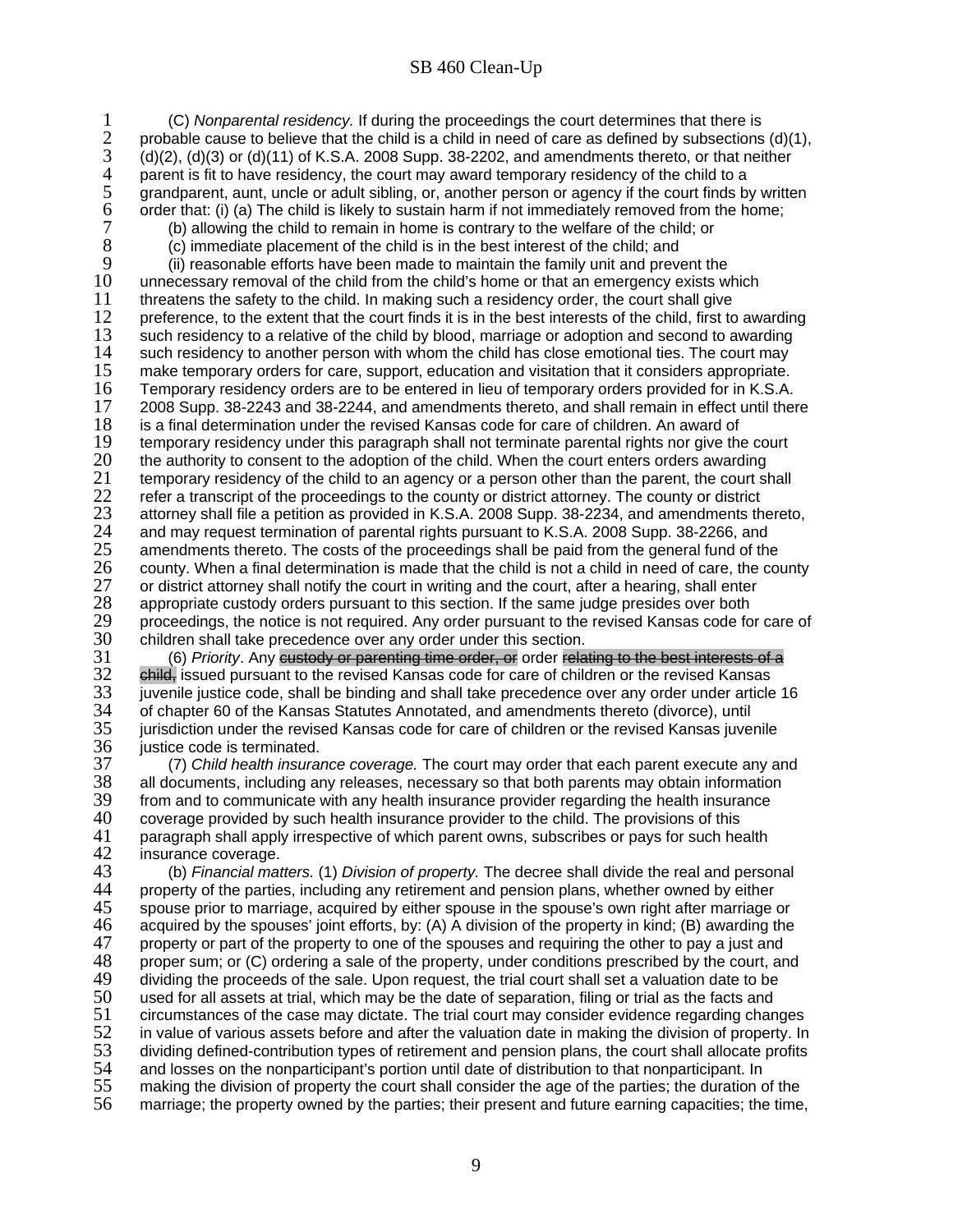(C) *Nonparental residency.* If during the proceedings the court determines that there is probable cause to believe that the child is a child in need of care as defined by subsections (d)(1), (d)(2), (d)(3) or (d)(11) of K.S.A. 2008 Supp. 38-2202, and amendments thereto, or that neither parent is fit to have residency, the court may award temporary residency of the child to a grandparent, aunt, uncle or adult sibling, or, another person or agency if the court finds by written order that: (i) (a) The child is likely to sustain harm if not immediately removed from the home;

(b) allowing the child to remain in home is contrary to the welfare of the child; or

(c) immediate placement of the child is in the best interest of the child; and

(ii) reasonable efforts have been made to maintain the family unit and prevent the unnecessary removal of the child from the child's home or that an emergency exists which threatens the safety to the child. In making such a residency order, the court shall give preference, to the extent that the court finds it is in the best interests of the child, first to awarding such residency to a relative of the child by blood, marriage or adoption and second to awarding such residency to another person with whom the child has close emotional ties. The court may make temporary orders for care, support, education and visitation that it considers appropriate. Temporary residency orders are to be entered in lieu of temporary orders provided for in K.S.A. 2008 Supp. 38-2243 and 38-2244, and amendments thereto, and shall remain in effect until there is a final determination under the revised Kansas code for care of children. An award of temporary residency under this paragraph shall not terminate parental rights nor give the court the authority to consent to the adoption of the child. When the court enters orders awarding temporary residency of the child to an agency or a person other than the parent, the court shall refer a transcript of the proceedings to the county or district attorney. The county or district attorney shall file a petition as provided in K.S.A. 2008 Supp. 38-2234, and amendments thereto, and may request termination of parental rights pursuant to K.S.A. 2008 Supp. 38-2266, and amendments thereto. The costs of the proceedings shall be paid from the general fund of the county. When a final determination is made that the child is not a child in need of care, the county or district attorney shall notify the court in writing and the court, after a hearing, shall enter appropriate custody orders pursuant to this section. If the same judge presides over both proceedings, the notice is not required. Any order pursuant to the revised Kansas code for care of children shall take precedence over any order under this section.

(6) *Priority*. Any ~~custody or parenting time order, or~~ order ~~relating to the best interests of a child,~~ issued pursuant to the revised Kansas code for care of children or the revised Kansas juvenile justice code, shall be binding and shall take precedence over any order under article 16 of chapter 60 of the Kansas Statutes Annotated, and amendments thereto (divorce), until jurisdiction under the revised Kansas code for care of children or the revised Kansas juvenile justice code is terminated.

(7) *Child health insurance coverage.* The court may order that each parent execute any and all documents, including any releases, necessary so that both parents may obtain information from and to communicate with any health insurance provider regarding the health insurance coverage provided by such health insurance provider to the child. The provisions of this paragraph shall apply irrespective of which parent owns, subscribes or pays for such health insurance coverage.

(b) *Financial matters.* (1) *Division of property.* The decree shall divide the real and personal property of the parties, including any retirement and pension plans, whether owned by either spouse prior to marriage, acquired by either spouse in the spouse's own right after marriage or acquired by the spouses' joint efforts, by: (A) A division of the property in kind; (B) awarding the property or part of the property to one of the spouses and requiring the other to pay a just and proper sum; or (C) ordering a sale of the property, under conditions prescribed by the court, and dividing the proceeds of the sale. Upon request, the trial court shall set a valuation date to be used for all assets at trial, which may be the date of separation, filing or trial as the facts and circumstances of the case may dictate. The trial court may consider evidence regarding changes in value of various assets before and after the valuation date in making the division of property. In dividing defined-contribution types of retirement and pension plans, the court shall allocate profits and losses on the nonparticipant's portion until date of distribution to that nonparticipant. In making the division of property the court shall consider the age of the parties; the duration of the marriage; the property owned by the parties; their present and future earning capacities; the time,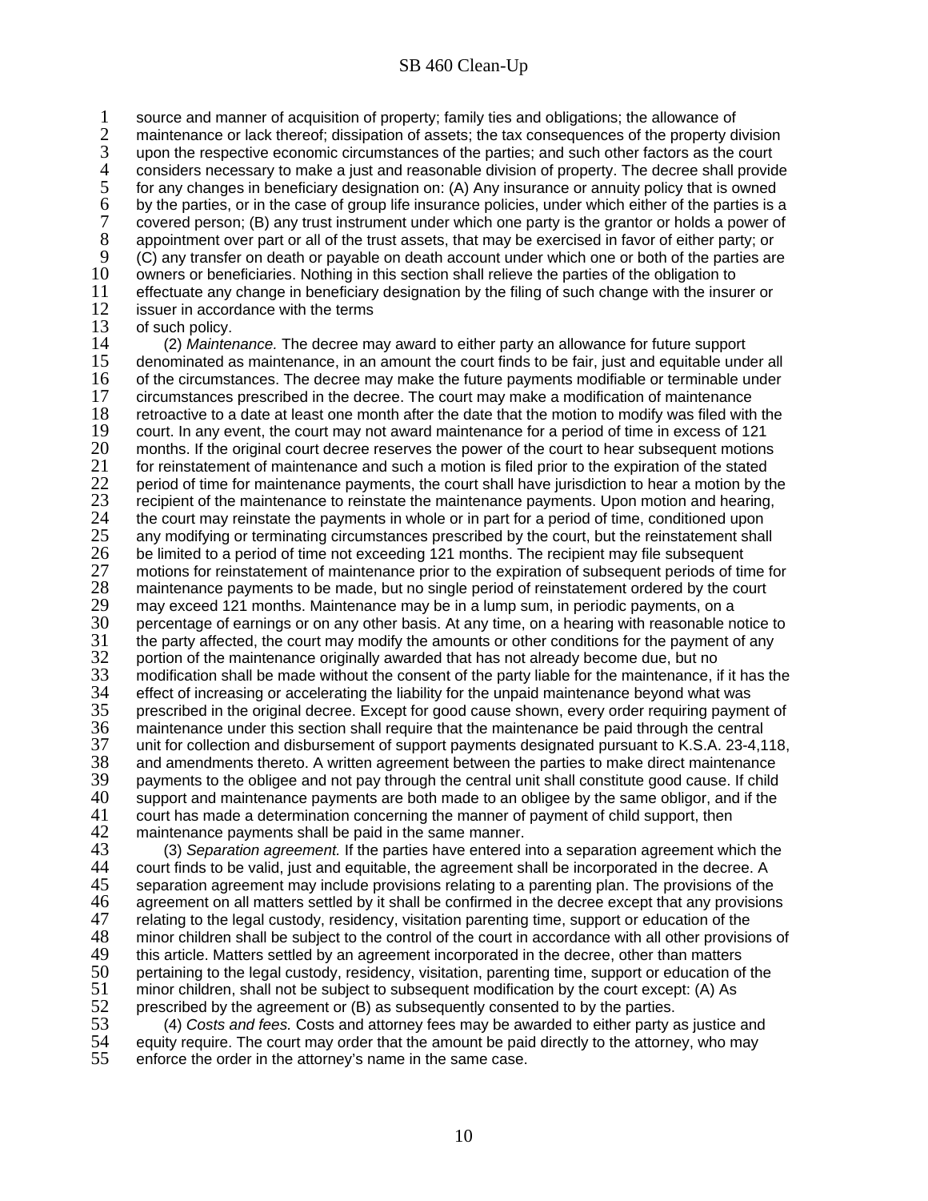source and manner of acquisition of property; family ties and obligations; the allowance of maintenance or lack thereof; dissipation of assets; the tax consequences of the property division upon the respective economic circumstances of the parties; and such other factors as the court considers necessary to make a just and reasonable division of property. The decree shall provide for any changes in beneficiary designation on: (A) Any insurance or annuity policy that is owned by the parties, or in the case of group life insurance policies, under which either of the parties is a covered person; (B) any trust instrument under which one party is the grantor or holds a power of appointment over part or all of the trust assets, that may be exercised in favor of either party; or (C) any transfer on death or payable on death account under which one or both of the parties are owners or beneficiaries. Nothing in this section shall relieve the parties of the obligation to effectuate any change in beneficiary designation by the filing of such change with the insurer or issuer in accordance with the terms of such policy.

(2) *Maintenance.* The decree may award to either party an allowance for future support denominated as maintenance, in an amount the court finds to be fair, just and equitable under all of the circumstances. The decree may make the future payments modifiable or terminable under circumstances prescribed in the decree. The court may make a modification of maintenance retroactive to a date at least one month after the date that the motion to modify was filed with the court. In any event, the court may not award maintenance for a period of time in excess of 121 months. If the original court decree reserves the power of the court to hear subsequent motions for reinstatement of maintenance and such a motion is filed prior to the expiration of the stated period of time for maintenance payments, the court shall have jurisdiction to hear a motion by the recipient of the maintenance to reinstate the maintenance payments. Upon motion and hearing, the court may reinstate the payments in whole or in part for a period of time, conditioned upon any modifying or terminating circumstances prescribed by the court, but the reinstatement shall be limited to a period of time not exceeding 121 months. The recipient may file subsequent motions for reinstatement of maintenance prior to the expiration of subsequent periods of time for maintenance payments to be made, but no single period of reinstatement ordered by the court may exceed 121 months. Maintenance may be in a lump sum, in periodic payments, on a percentage of earnings or on any other basis. At any time, on a hearing with reasonable notice to the party affected, the court may modify the amounts or other conditions for the payment of any portion of the maintenance originally awarded that has not already become due, but no modification shall be made without the consent of the party liable for the maintenance, if it has the effect of increasing or accelerating the liability for the unpaid maintenance beyond what was prescribed in the original decree. Except for good cause shown, every order requiring payment of maintenance under this section shall require that the maintenance be paid through the central unit for collection and disbursement of support payments designated pursuant to K.S.A. 23-4,118, and amendments thereto. A written agreement between the parties to make direct maintenance payments to the obligee and not pay through the central unit shall constitute good cause. If child support and maintenance payments are both made to an obligee by the same obligor, and if the court has made a determination concerning the manner of payment of child support, then maintenance payments shall be paid in the same manner.

(3) *Separation agreement.* If the parties have entered into a separation agreement which the court finds to be valid, just and equitable, the agreement shall be incorporated in the decree. A separation agreement may include provisions relating to a parenting plan. The provisions of the agreement on all matters settled by it shall be confirmed in the decree except that any provisions relating to the legal custody, residency, visitation parenting time, support or education of the minor children shall be subject to the control of the court in accordance with all other provisions of this article. Matters settled by an agreement incorporated in the decree, other than matters pertaining to the legal custody, residency, visitation, parenting time, support or education of the minor children, shall not be subject to subsequent modification by the court except: (A) As prescribed by the agreement or (B) as subsequently consented to by the parties.

(4) *Costs and fees.* Costs and attorney fees may be awarded to either party as justice and equity require. The court may order that the amount be paid directly to the attorney, who may enforce the order in the attorney's name in the same case.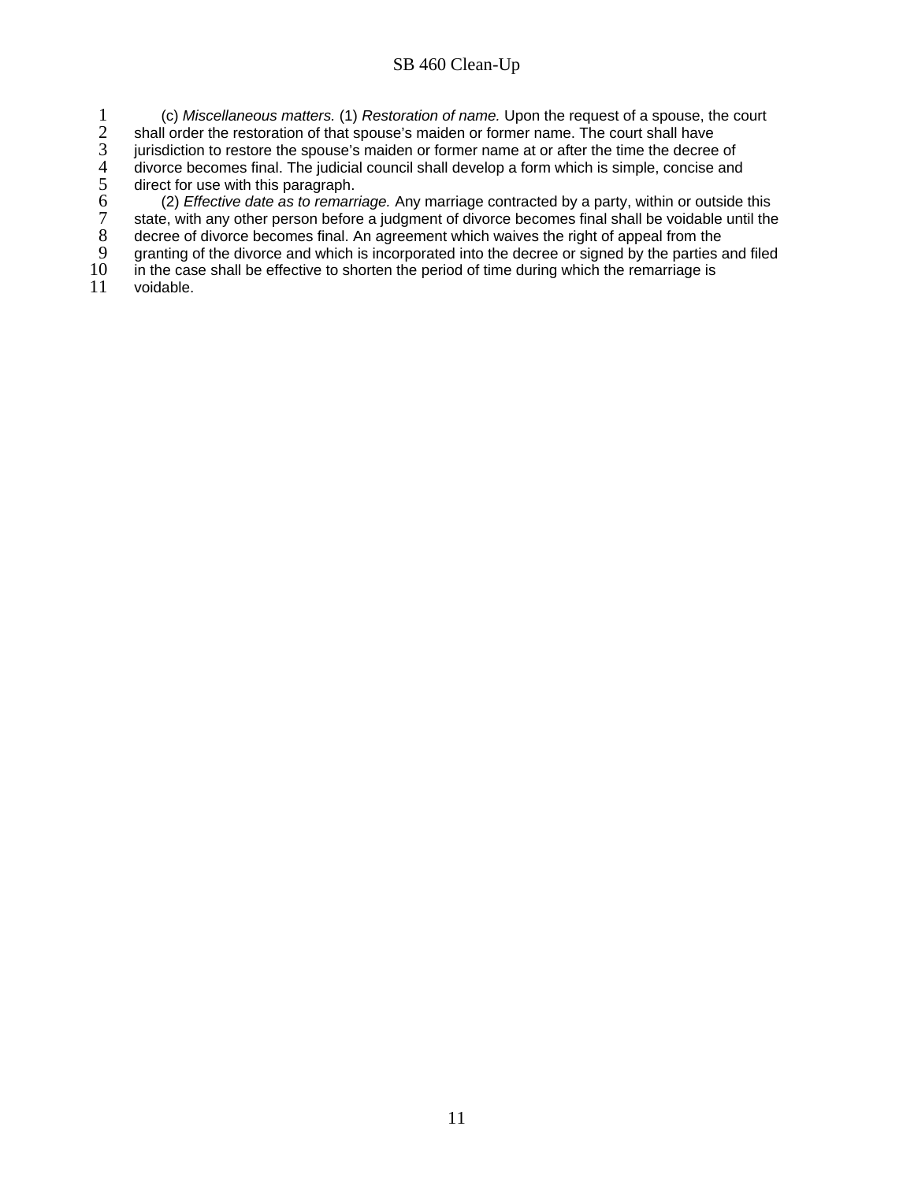(c) *Miscellaneous matters.* (1) *Restoration of name.* Upon the request of a spouse, the court shall order the restoration of that spouse's maiden or former name. The court shall have jurisdiction to restore the spouse's maiden or former name at or after the time the decree of divorce becomes final. The judicial council shall develop a form which is simple, concise and direct for use with this paragraph.

(2) *Effective date as to remarriage.* Any marriage contracted by a party, within or outside this state, with any other person before a judgment of divorce becomes final shall be voidable until the decree of divorce becomes final. An agreement which waives the right of appeal from the granting of the divorce and which is incorporated into the decree or signed by the parties and filed in the case shall be effective to shorten the period of time during which the remarriage is voidable.